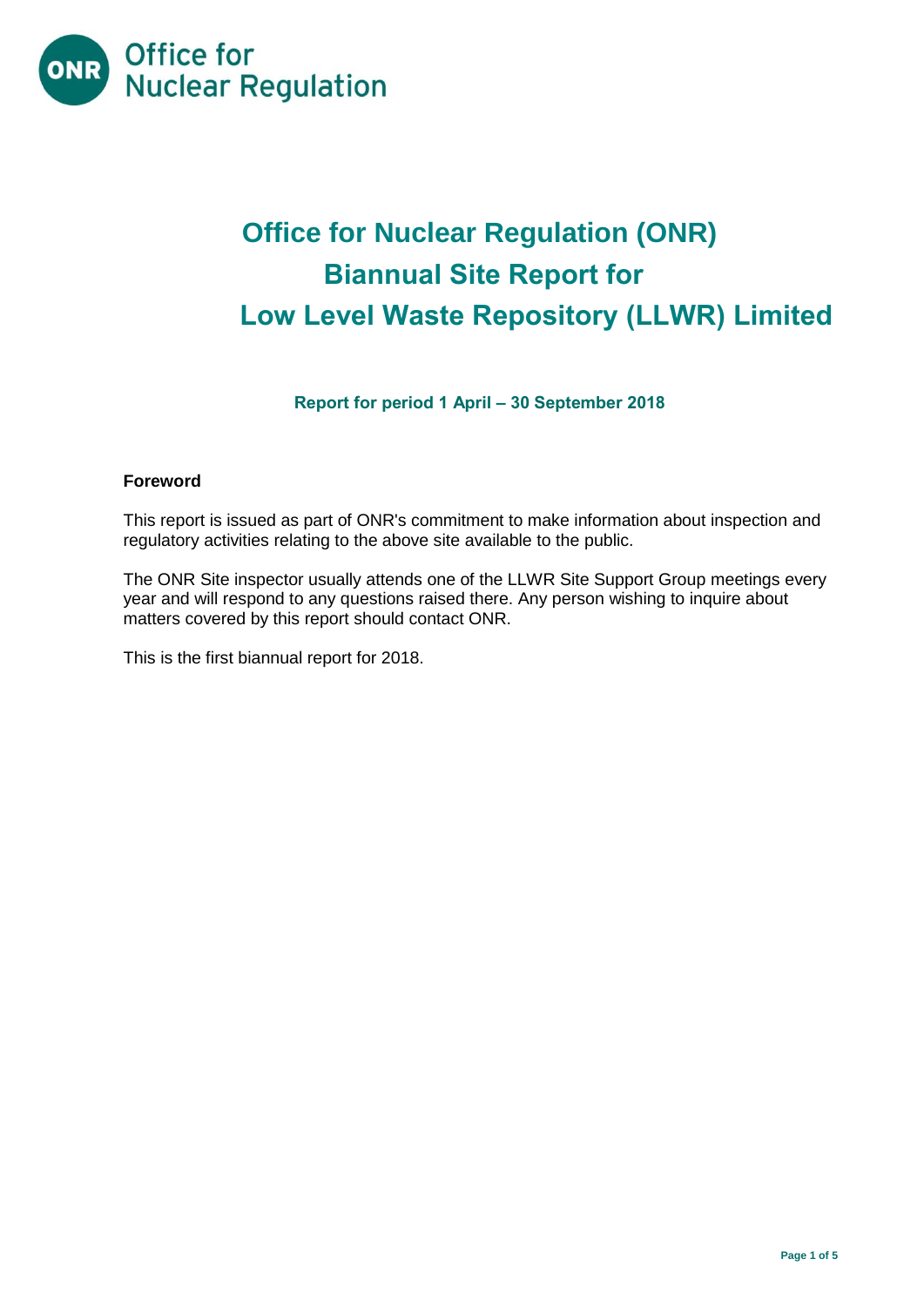Office for Nuclear Regulation

# Office for Nuclear Regulation (ONR) Biannual Site Report for Low Level Waste Repository (LLWR) Limited

**Report for period 1 April – 30 September 2018**

**Foreword**

This report is issued as part of ONR's commitment to make information about inspection and regulatory activities relating to the above site available to the public.

The ONR Site inspector usually attends one of the LLWR Site Support Group meetings every year and will respond to any questions raised there. Any person wishing to inquire about matters covered by this report should contact ONR.

This is the first biannual report for 2018.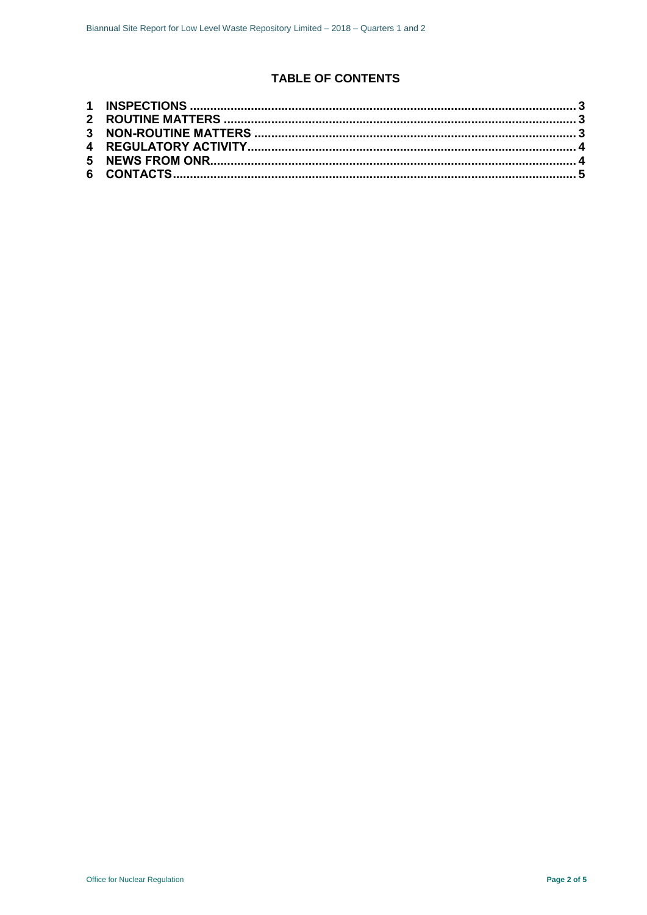## TABLE OF CONTENTS

**1 INSPECTIONS ........................................................................................................ 3**
**2 ROUTINE MATTERS ............................................................................................. 3**
**3 NON-ROUTINE MATTERS .................................................................................... 3**
**4 REGULATORY ACTIVITY..................................................................................... 4**
**5 NEWS FROM ONR................................................................................................ 4**
**6 CONTACTS........................................................................................................... 5**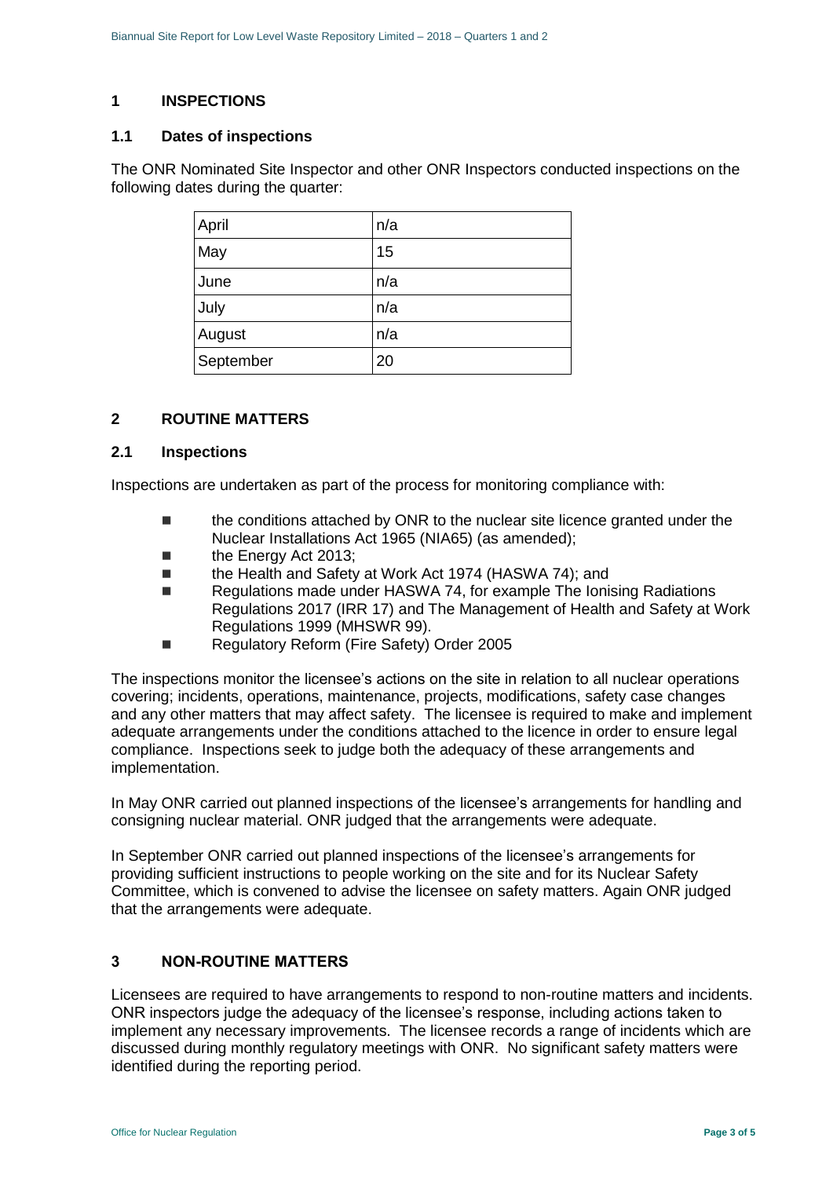# 1 INSPECTIONS

## 1.1 Dates of inspections

The ONR Nominated Site Inspector and other ONR Inspectors conducted inspections on the following dates during the quarter:

| | |
|---|---|
| April | n/a |
| May | 15 |
| June | n/a |
| July | n/a |
| August | n/a |
| September | 20 |

# 2 ROUTINE MATTERS

## 2.1 Inspections

Inspections are undertaken as part of the process for monitoring compliance with:

- the conditions attached by ONR to the nuclear site licence granted under the Nuclear Installations Act 1965 (NIA65) (as amended);
- the Energy Act 2013;
- the Health and Safety at Work Act 1974 (HASWA 74); and
- Regulations made under HASWA 74, for example The Ionising Radiations Regulations 2017 (IRR 17) and The Management of Health and Safety at Work Regulations 1999 (MHSWR 99).
- Regulatory Reform (Fire Safety) Order 2005

The inspections monitor the licensee's actions on the site in relation to all nuclear operations covering; incidents, operations, maintenance, projects, modifications, safety case changes and any other matters that may affect safety. The licensee is required to make and implement adequate arrangements under the conditions attached to the licence in order to ensure legal compliance. Inspections seek to judge both the adequacy of these arrangements and implementation.

In May ONR carried out planned inspections of the licensee's arrangements for handling and consigning nuclear material. ONR judged that the arrangements were adequate.

In September ONR carried out planned inspections of the licensee's arrangements for providing sufficient instructions to people working on the site and for its Nuclear Safety Committee, which is convened to advise the licensee on safety matters. Again ONR judged that the arrangements were adequate.

# 3 NON-ROUTINE MATTERS

Licensees are required to have arrangements to respond to non-routine matters and incidents. ONR inspectors judge the adequacy of the licensee's response, including actions taken to implement any necessary improvements. The licensee records a range of incidents which are discussed during monthly regulatory meetings with ONR. No significant safety matters were identified during the reporting period.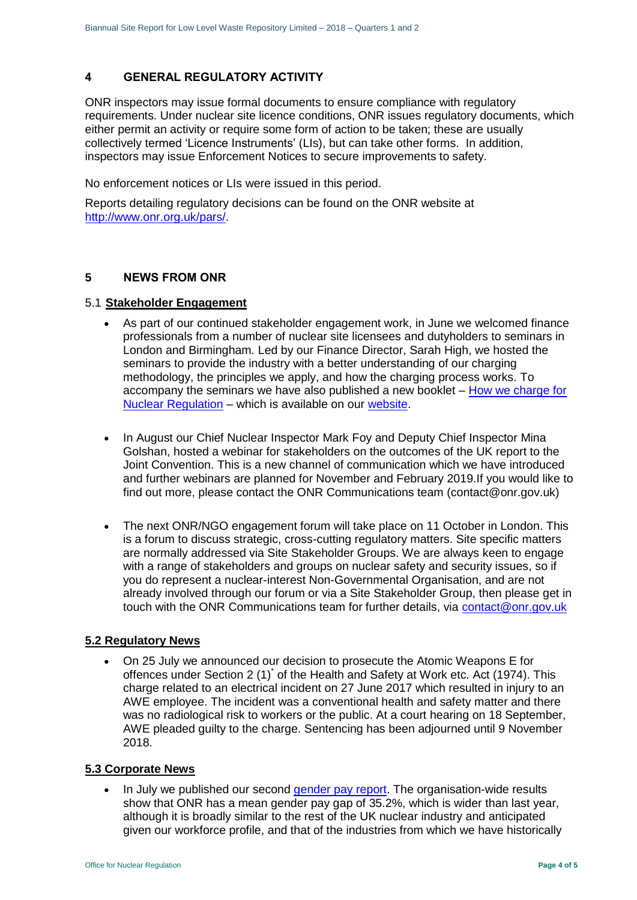## 4 GENERAL REGULATORY ACTIVITY

ONR inspectors may issue formal documents to ensure compliance with regulatory requirements. Under nuclear site licence conditions, ONR issues regulatory documents, which either permit an activity or require some form of action to be taken; these are usually collectively termed 'Licence Instruments' (LIs), but can take other forms. In addition, inspectors may issue Enforcement Notices to secure improvements to safety.

No enforcement notices or LIs were issued in this period.

Reports detailing regulatory decisions can be found on the ONR website at http://www.onr.org.uk/pars/.

## 5 NEWS FROM ONR

### 5.1 Stakeholder Engagement

- As part of our continued stakeholder engagement work, in June we welcomed finance professionals from a number of nuclear site licensees and dutyholders to seminars in London and Birmingham. Led by our Finance Director, Sarah High, we hosted the seminars to provide the industry with a better understanding of our charging methodology, the principles we apply, and how the charging process works. To accompany the seminars we have also published a new booklet – How we charge for Nuclear Regulation – which is available on our website.

- In August our Chief Nuclear Inspector Mark Foy and Deputy Chief Inspector Mina Golshan, hosted a webinar for stakeholders on the outcomes of the UK report to the Joint Convention. This is a new channel of communication which we have introduced and further webinars are planned for November and February 2019.If you would like to find out more, please contact the ONR Communications team (contact@onr.gov.uk)

- The next ONR/NGO engagement forum will take place on 11 October in London. This is a forum to discuss strategic, cross-cutting regulatory matters. Site specific matters are normally addressed via Site Stakeholder Groups. We are always keen to engage with a range of stakeholders and groups on nuclear safety and security issues, so if you do represent a nuclear-interest Non-Governmental Organisation, and are not already involved through our forum or via a Site Stakeholder Group, then please get in touch with the ONR Communications team for further details, via contact@onr.gov.uk

### 5.2 Regulatory News

- On 25 July we announced our decision to prosecute the Atomic Weapons E for offences under Section 2 (1)* of the Health and Safety at Work etc. Act (1974). This charge related to an electrical incident on 27 June 2017 which resulted in injury to an AWE employee. The incident was a conventional health and safety matter and there was no radiological risk to workers or the public. At a court hearing on 18 September, AWE pleaded guilty to the charge. Sentencing has been adjourned until 9 November 2018.

### 5.3 Corporate News

- In July we published our second gender pay report. The organisation-wide results show that ONR has a mean gender pay gap of 35.2%, which is wider than last year, although it is broadly similar to the rest of the UK nuclear industry and anticipated given our workforce profile, and that of the industries from which we have historically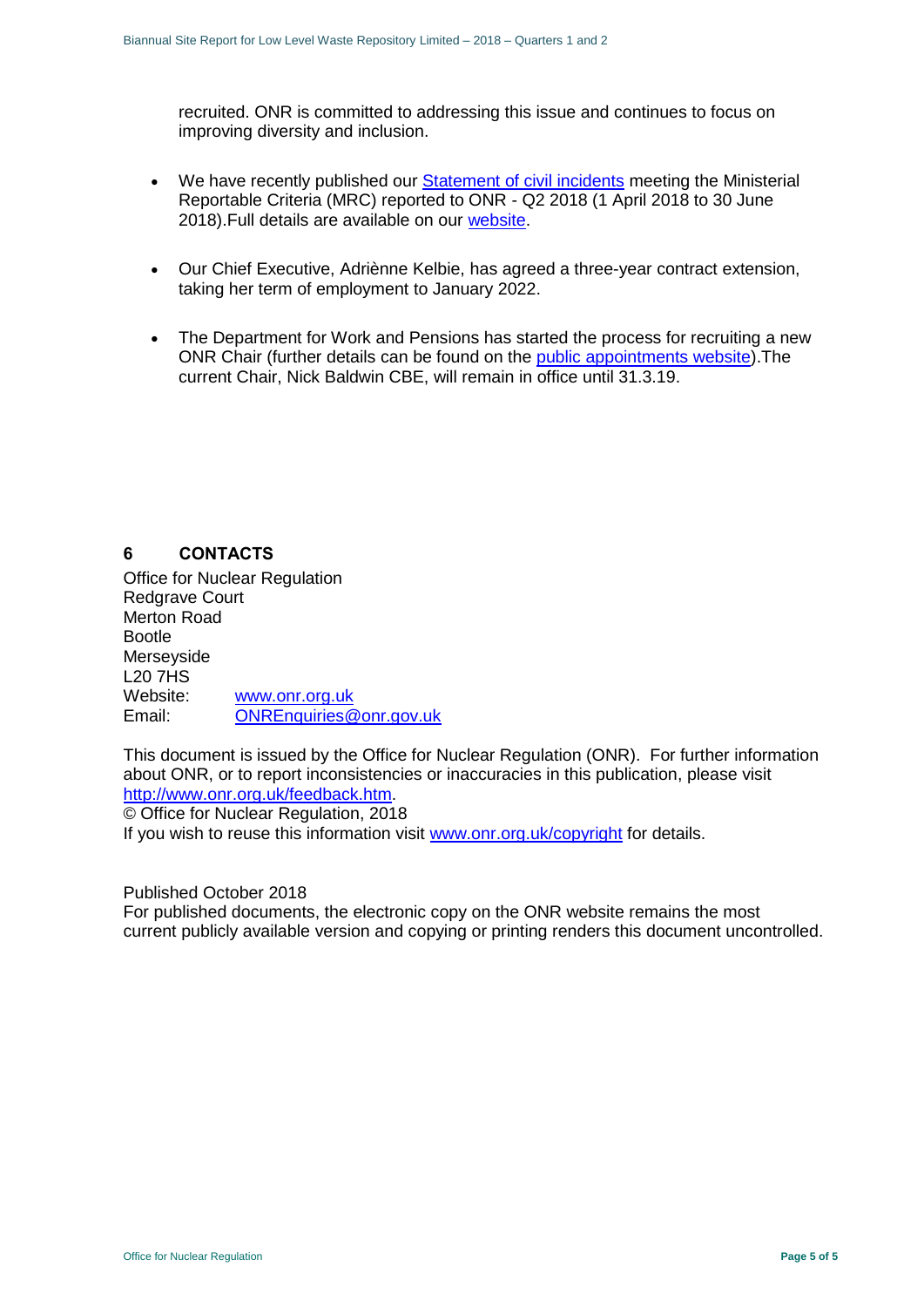recruited. ONR is committed to addressing this issue and continues to focus on improving diversity and inclusion.

- We have recently published our Statement of civil incidents meeting the Ministerial Reportable Criteria (MRC) reported to ONR - Q2 2018 (1 April 2018 to 30 June 2018).Full details are available on our website.

- Our Chief Executive, Adriènne Kelbie, has agreed a three-year contract extension, taking her term of employment to January 2022.

- The Department for Work and Pensions has started the process for recruiting a new ONR Chair (further details can be found on the public appointments website).The current Chair, Nick Baldwin CBE, will remain in office until 31.3.19.

## 6 CONTACTS

Office for Nuclear Regulation
Redgrave Court
Merton Road
Bootle
Merseyside
L20 7HS
Website: www.onr.org.uk
Email: ONREnquiries@onr.gov.uk

This document is issued by the Office for Nuclear Regulation (ONR). For further information about ONR, or to report inconsistencies or inaccuracies in this publication, please visit http://www.onr.org.uk/feedback.htm.
© Office for Nuclear Regulation, 2018
If you wish to reuse this information visit www.onr.org.uk/copyright for details.

Published October 2018
For published documents, the electronic copy on the ONR website remains the most current publicly available version and copying or printing renders this document uncontrolled.